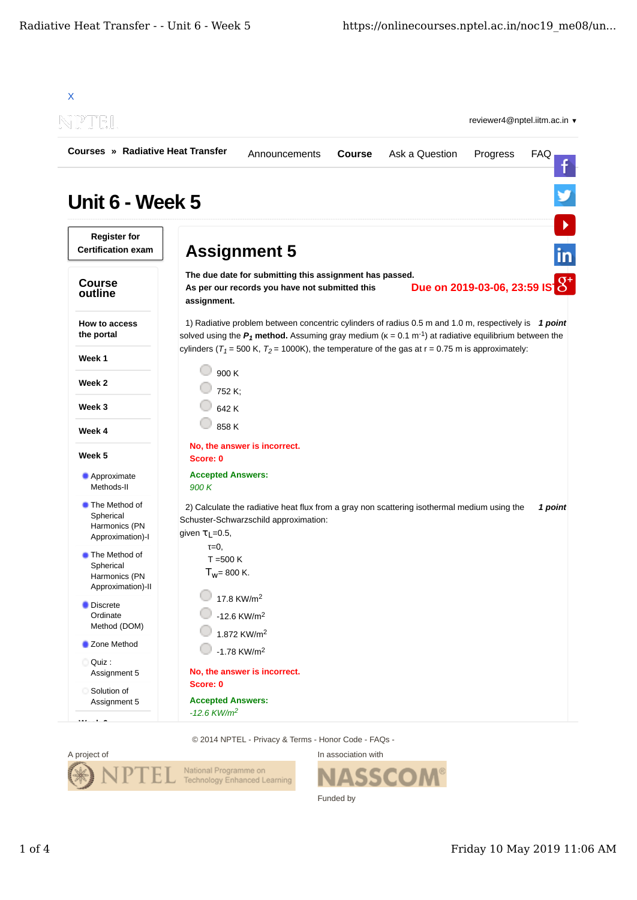X

reviewer4@nptel.iitm.ac.in ▼

**Courses » Radiative Heat Transfer**

Announcements **Course** Ask a Question Progress FAQ

# Unit 6 - Week 5

**Register for Certification exam**

## Course outline

**How to access the portal**

**Week 1**

**Week 2**

**Week 3**

**Week 4**

**Week 5**

- Approximate Methods-II
- The Method of Spherical Harmonics (PN Approximation)-I
- The Method of Spherical Harmonics (PN Approximation)-II
- Discrete Ordinate Method (DOM)
- Zone Method
- Quiz : Assignment 5
- Solution of Assignment 5

## Assignment 5

**The due date for submitting this assignment has passed.**
**As per our records you have not submitted this assignment.**

**Due on 2019-03-06, 23:59 IST.**

1) Radiative problem between concentric cylinders of radius 0.5 m and 1.0 m, respectively is solved using the $P_1$ **method.** Assuming gray medium ($\kappa$ = 0.1 $m^{-1}$) at radiative equilibrium between the cylinders ($T_1$ = 500 K, $T_2$ = 1000K), the temperature of the gas at r = 0.75 m is approximately: ***1 point***

- 900 K
- 752 K;
- 642 K
- 858 K

**No, the answer is incorrect.**
**Score: 0**

**Accepted Answers:**
*900 K*

2) Calculate the radiative heat flux from a gray non scattering isothermal medium using the Schuster-Schwarzschild approximation: ***1 point***

given $\tau_L$=0.5,

$\tau$=0,

T =500 K

$T_w$= 800 K.

- 17.8 $KW/m^2$
- -12.6 $KW/m^2$
- 1.872 $KW/m^2$
- -1.78 $KW/m^2$

**No, the answer is incorrect.**
**Score: 0**

**Accepted Answers:**
*-12.6 $KW/m^2$*

© 2014 NPTEL - Privacy & Terms - Honor Code - FAQs -

A project of NPTEL National Programme on Technology Enhanced Learning

In association with NASSCOM

Funded by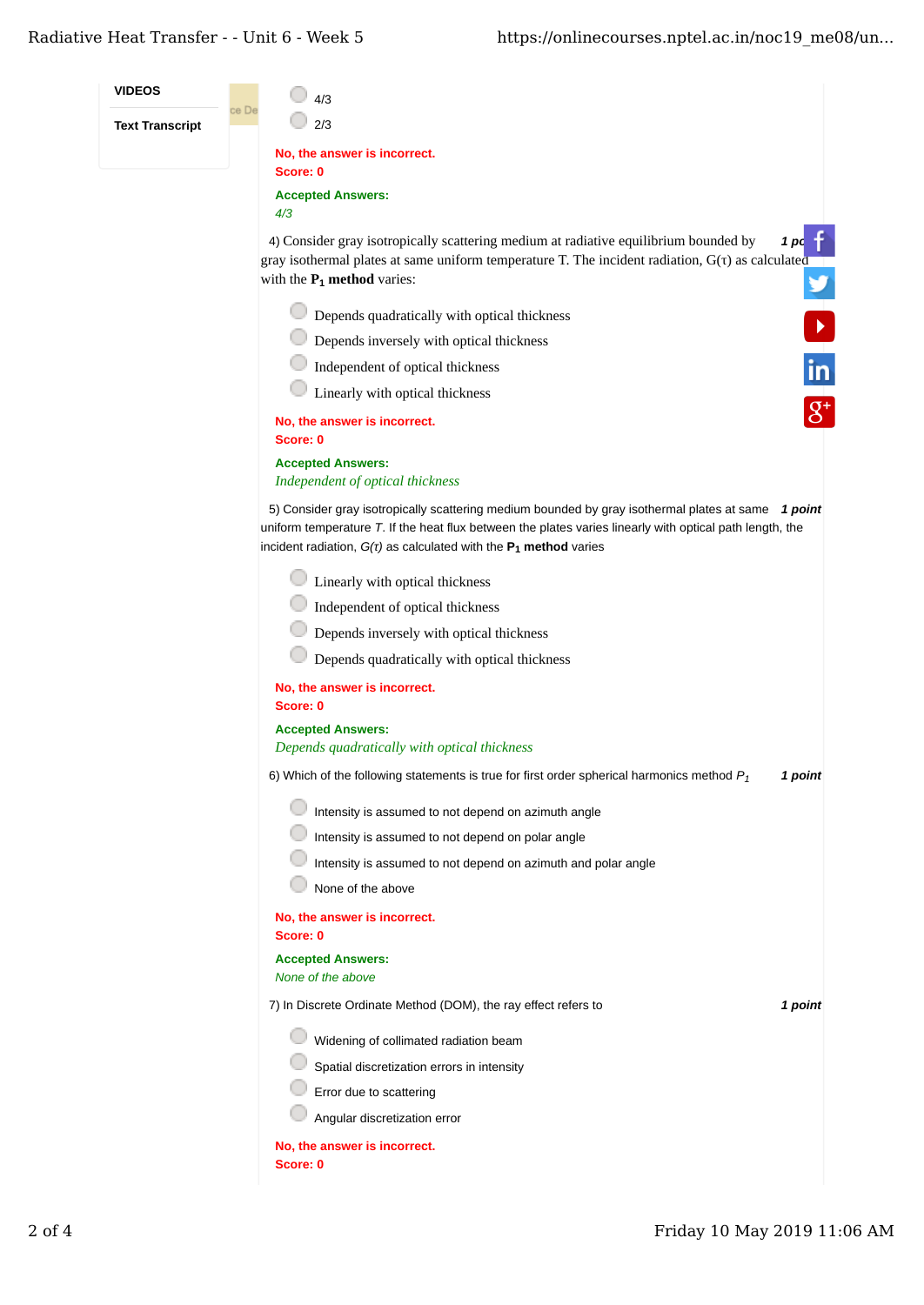- 4/3
- 2/3

No, the answer is incorrect.
Score: 0

**Accepted Answers:**
*4/3*

4) Consider gray isotropically scattering medium at radiative equilibrium bounded by gray isothermal plates at same uniform temperature T. The incident radiation, G(τ) as calculated with the $\mathbf{P_1}$ **method** varies: **1 point**

- Depends quadratically with optical thickness
- Depends inversely with optical thickness
- Independent of optical thickness
- Linearly with optical thickness

No, the answer is incorrect.
Score: 0

**Accepted Answers:**
*Independent of optical thickness*

5) Consider gray isotropically scattering medium bounded by gray isothermal plates at same uniform temperature *T*. If the heat flux between the plates varies linearly with optical path length, the incident radiation, *G(τ)* as calculated with the $\mathbf{P_1}$ **method** varies **1 point**

- Linearly with optical thickness
- Independent of optical thickness
- Depends inversely with optical thickness
- Depends quadratically with optical thickness

No, the answer is incorrect.
Score: 0

**Accepted Answers:**
*Depends quadratically with optical thickness*

6) Which of the following statements is true for first order spherical harmonics method $P_1$ **1 point**

- Intensity is assumed to not depend on azimuth angle
- Intensity is assumed to not depend on polar angle
- Intensity is assumed to not depend on azimuth and polar angle
- None of the above

No, the answer is incorrect.
Score: 0

**Accepted Answers:**
*None of the above*

7) In Discrete Ordinate Method (DOM), the ray effect refers to **1 point**

- Widening of collimated radiation beam
- Spatial discretization errors in intensity
- Error due to scattering
- Angular discretization error

No, the answer is incorrect.
Score: 0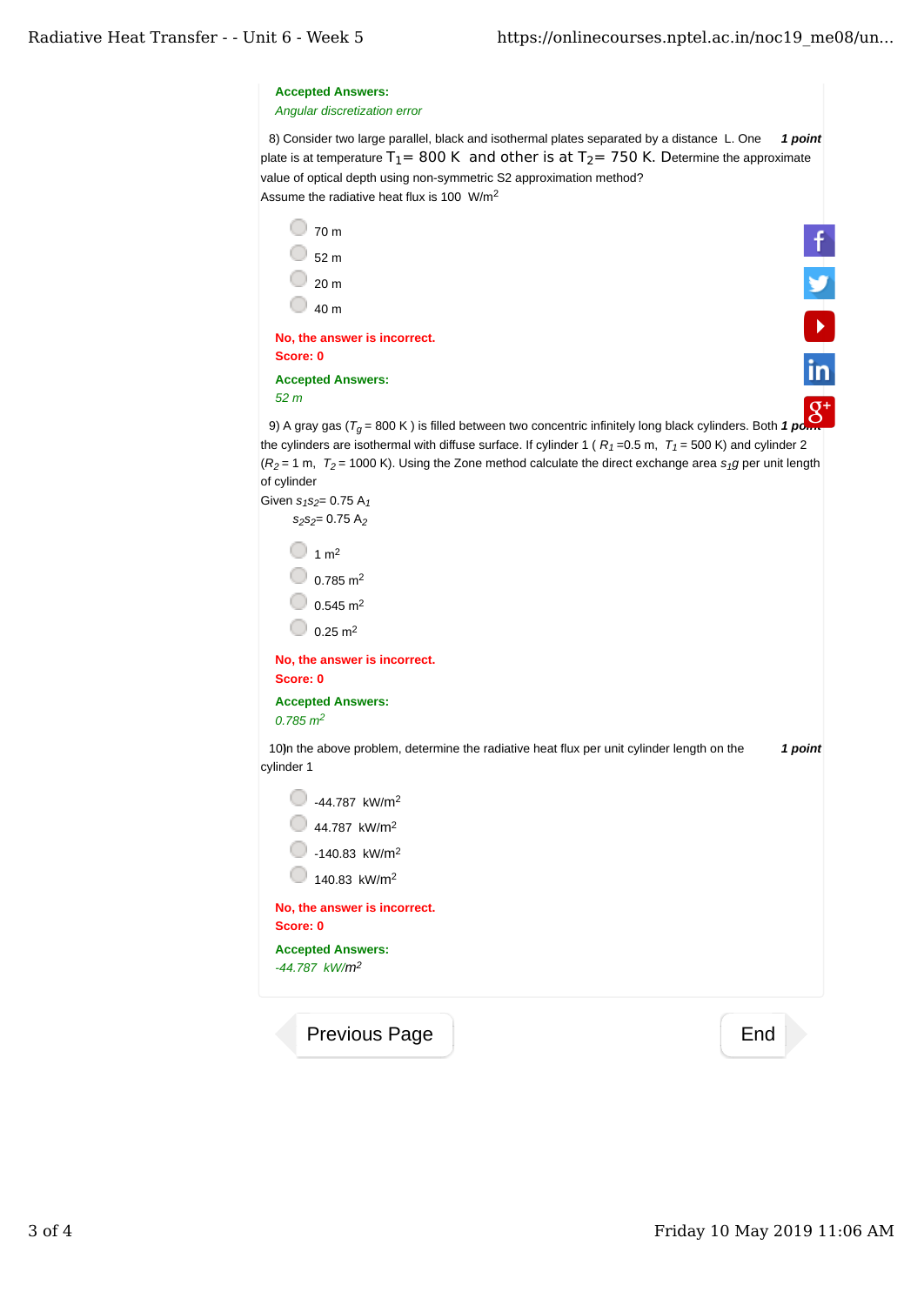**Accepted Answers:**

*Angular discretization error*

8) Consider two large parallel, black and isothermal plates separated by a distance L. One plate is at temperature $T_1$= 800 K and other is at $T_2$= 750 K. Determine the approximate value of optical depth using non-symmetric S2 approximation method? **1 point**

Assume the radiative heat flux is 100 W/m$^2$

- 70 m
- 52 m
- 20 m
- 40 m

**No, the answer is incorrect.**
**Score: 0**

**Accepted Answers:**

*52 m*

9) A gray gas ($T_g$ = 800 K ) is filled between two concentric infinitely long black cylinders. Both the cylinders are isothermal with diffuse surface. If cylinder 1 ( $R_1$ =0.5 m, $T_1$ = 500 K) and cylinder 2 ($R_2$ = 1 m, $T_2$ = 1000 K). Using the Zone method calculate the direct exchange area $s_1g$ per unit length of cylinder **1 point**

Given $s_1s_2$= 0.75 $A_1$

$s_2s_2$= 0.75 $A_2$

- 1 m$^2$
- 0.785 m$^2$
- 0.545 m$^2$
- 0.25 m$^2$

**No, the answer is incorrect.**
**Score: 0**

**Accepted Answers:**

*0.785 m$^2$*

10)In the above problem, determine the radiative heat flux per unit cylinder length on the cylinder 1 **1 point**

- -44.787 kW/m$^2$
- 44.787 kW/m$^2$
- -140.83 kW/m$^2$
- 140.83 kW/m$^2$

**No, the answer is incorrect.**
**Score: 0**

**Accepted Answers:**

*-44.787 kW/m$^2$*

Previous Page | End